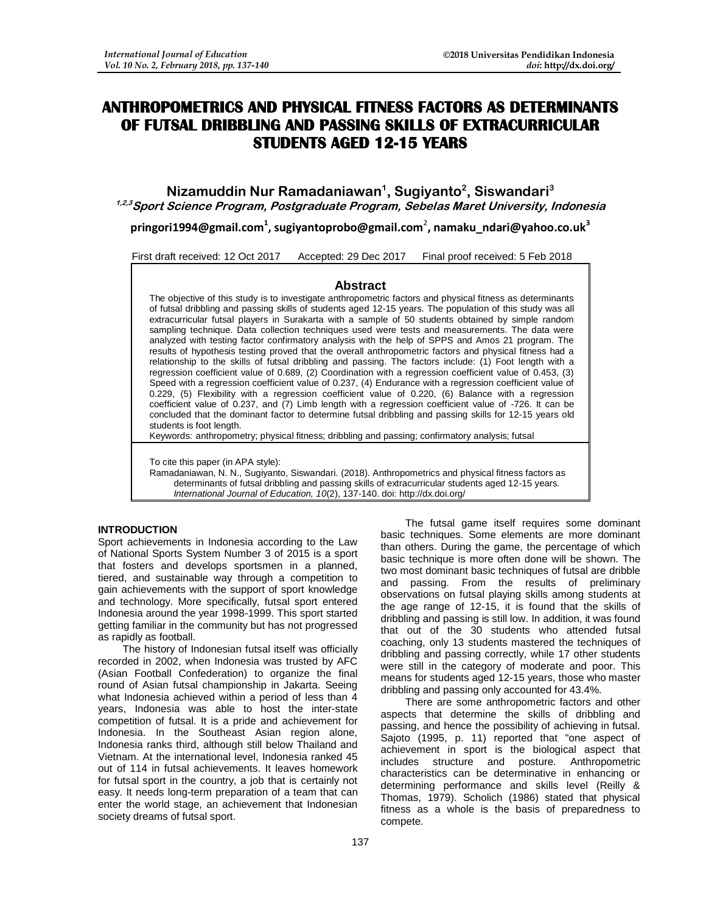# ANTHROPOMETRICS AND PHYSICAL FITNESS FACTORS AS DETERMINANTS OF FUTSAL DRIBBLING AND PASSING SKILLS OF EXTRACURRICULAR STUDENTS AGED 12-15 YEARS

**Nizamuddin Nur Ramadaniawan[1], Sugiyanto[2], Siswandari[3]**

*[1,2,3]Sport Science Program, Postgraduate Program, Sebelas Maret University, Indonesia*

**pringori1994@gmail.com[1], sugiyantoprobo@gmail.com[2], namaku_ndari@yahoo.co.uk[3]**

First draft received: 12 Oct 2017 Accepted: 29 Dec 2017 Final proof received: 5 Feb 2018

## Abstract

The objective of this study is to investigate anthropometric factors and physical fitness as determinants of futsal dribbling and passing skills of students aged 12-15 years. The population of this study was all extracurricular futsal players in Surakarta with a sample of 50 students obtained by simple random sampling technique. Data collection techniques used were tests and measurements. The data were analyzed with testing factor confirmatory analysis with the help of SPPS and Amos 21 program. The results of hypothesis testing proved that the overall anthropometric factors and physical fitness had a relationship to the skills of futsal dribbling and passing. The factors include: (1) Foot length with a regression coefficient value of 0.689, (2) Coordination with a regression coefficient value of 0.453, (3) Speed with a regression coefficient value of 0.237, (4) Endurance with a regression coefficient value of 0.229, (5) Flexibility with a regression coefficient value of 0.220, (6) Balance with a regression coefficient value of 0.237, and (7) Limb length with a regression coefficient value of -726. It can be concluded that the dominant factor to determine futsal dribbling and passing skills for 12-15 years old students is foot length.

Keywords: anthropometry; physical fitness; dribbling and passing; confirmatory analysis; futsal

To cite this paper (in APA style):
Ramadaniawan, N. N., Sugiyanto, Siswandari. (2018). Anthropometrics and physical fitness factors as determinants of futsal dribbling and passing skills of extracurricular students aged 12-15 years. *International Journal of Education, 10*(2), 137-140. doi: http://dx.doi.org/

## INTRODUCTION

Sport achievements in Indonesia according to the Law of National Sports System Number 3 of 2015 is a sport that fosters and develops sportsmen in a planned, tiered, and sustainable way through a competition to gain achievements with the support of sport knowledge and technology. More specifically, futsal sport entered Indonesia around the year 1998-1999. This sport started getting familiar in the community but has not progressed as rapidly as football.

The history of Indonesian futsal itself was officially recorded in 2002, when Indonesia was trusted by AFC (Asian Football Confederation) to organize the final round of Asian futsal championship in Jakarta. Seeing what Indonesia achieved within a period of less than 4 years, Indonesia was able to host the inter-state competition of futsal. It is a pride and achievement for Indonesia. In the Southeast Asian region alone, Indonesia ranks third, although still below Thailand and Vietnam. At the international level, Indonesia ranked 45 out of 114 in futsal achievements. It leaves homework for futsal sport in the country, a job that is certainly not easy. It needs long-term preparation of a team that can enter the world stage, an achievement that Indonesian society dreams of futsal sport.

The futsal game itself requires some dominant basic techniques. Some elements are more dominant than others. During the game, the percentage of which basic technique is more often done will be shown. The two most dominant basic techniques of futsal are dribble and passing. From the results of preliminary observations on futsal playing skills among students at the age range of 12-15, it is found that the skills of dribbling and passing is still low. In addition, it was found that out of the 30 students who attended futsal coaching, only 13 students mastered the techniques of dribbling and passing correctly, while 17 other students were still in the category of moderate and poor. This means for students aged 12-15 years, those who master dribbling and passing only accounted for 43.4%.

There are some anthropometric factors and other aspects that determine the skills of dribbling and passing, and hence the possibility of achieving in futsal. Sajoto (1995, p. 11) reported that "one aspect of achievement in sport is the biological aspect that includes structure and posture. Anthropometric characteristics can be determinative in enhancing or determining performance and skills level (Reilly & Thomas, 1979). Scholich (1986) stated that physical fitness as a whole is the basis of preparedness to compete.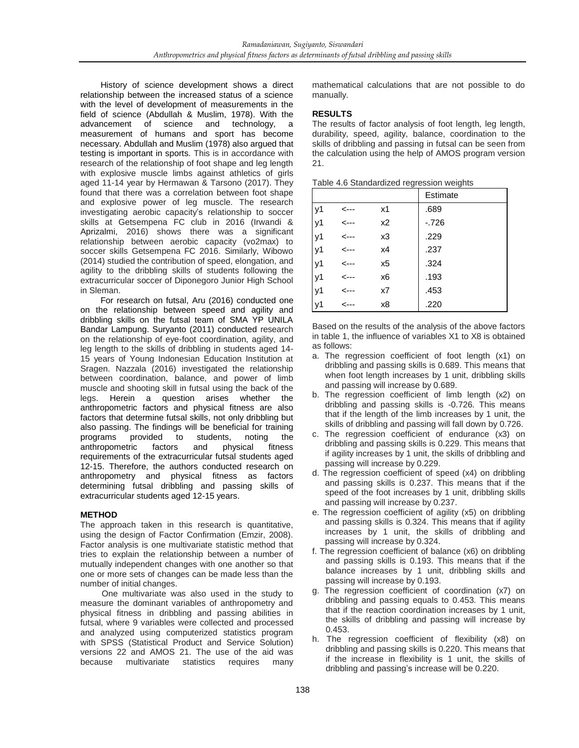History of science development shows a direct relationship between the increased status of a science with the level of development of measurements in the field of science (Abdullah & Muslim, 1978). With the advancement of science and technology, a measurement of humans and sport has become necessary. Abdullah and Muslim (1978) also argued that testing is important in sports. This is in accordance with research of the relationship of foot shape and leg length with explosive muscle limbs against athletics of girls aged 11-14 year by Hermawan & Tarsono (2017). They found that there was a correlation between foot shape and explosive power of leg muscle. The research investigating aerobic capacity's relationship to soccer skills at Getsempena FC club in 2016 (Irwandi & Aprizalmi, 2016) shows there was a significant relationship between aerobic capacity (vo2max) to soccer skills Getsempena FC 2016. Similarly, Wibowo (2014) studied the contribution of speed, elongation, and agility to the dribbling skills of students following the extracurricular soccer of Diponegoro Junior High School in Sleman.

For research on futsal, Aru (2016) conducted one on the relationship between speed and agility and dribbling skills on the futsal team of SMA YP UNILA Bandar Lampung. Suryanto (2011) conducted research on the relationship of eye-foot coordination, agility, and leg length to the skills of dribbling in students aged 14-15 years of Young Indonesian Education Institution at Sragen. Nazzala (2016) investigated the relationship between coordination, balance, and power of limb muscle and shooting skill in futsal using the back of the legs. Herein a question arises whether the anthropometric factors and physical fitness are also factors that determine futsal skills, not only dribbling but also passing. The findings will be beneficial for training programs provided to students, noting the anthropometric factors and physical fitness requirements of the extracurricular futsal students aged 12-15. Therefore, the authors conducted research on anthropometry and physical fitness as factors determining futsal dribbling and passing skills of extracurricular students aged 12-15 years.

## METHOD

The approach taken in this research is quantitative, using the design of Factor Confirmation (Emzir, 2008). Factor analysis is one multivariate statistic method that tries to explain the relationship between a number of mutually independent changes with one another so that one or more sets of changes can be made less than the number of initial changes.

One multivariate was also used in the study to measure the dominant variables of anthropometry and physical fitness in dribbling and passing abilities in futsal, where 9 variables were collected and processed and analyzed using computerized statistics program with SPSS (Statistical Product and Service Solution) versions 22 and AMOS 21. The use of the aid was because multivariate statistics requires many mathematical calculations that are not possible to do manually.

## RESULTS

The results of factor analysis of foot length, leg length, durability, speed, agility, balance, coordination to the skills of dribbling and passing in futsal can be seen from the calculation using the help of AMOS program version 21.

Table 4.6 Standardized regression weights

| | | | Estimate |
|---|---|---|---|
| y1 | <--- | x1 | .689 |
| y1 | <--- | x2 | -.726 |
| y1 | <--- | x3 | .229 |
| y1 | <--- | x4 | .237 |
| y1 | <--- | x5 | .324 |
| y1 | <--- | x6 | .193 |
| y1 | <--- | x7 | .453 |
| y1 | <--- | x8 | .220 |

Based on the results of the analysis of the above factors in table 1, the influence of variables X1 to X8 is obtained as follows:

a. The regression coefficient of foot length (x1) on dribbling and passing skills is 0.689. This means that when foot length increases by 1 unit, dribbling skills and passing will increase by 0.689.
b. The regression coefficient of limb length (x2) on dribbling and passing skills is -0.726. This means that if the length of the limb increases by 1 unit, the skills of dribbling and passing will fall down by 0.726.
c. The regression coefficient of endurance (x3) on dribbling and passing skills is 0.229. This means that if agility increases by 1 unit, the skills of dribbling and passing will increase by 0.229.
d. The regression coefficient of speed (x4) on dribbling and passing skills is 0.237. This means that if the speed of the foot increases by 1 unit, dribbling skills and passing will increase by 0.237.
e. The regression coefficient of agility (x5) on dribbling and passing skills is 0.324. This means that if agility increases by 1 unit, the skills of dribbling and passing will increase by 0.324.
f. The regression coefficient of balance (x6) on dribbling and passing skills is 0.193. This means that if the balance increases by 1 unit, dribbling skills and passing will increase by 0.193.
g. The regression coefficient of coordination (x7) on dribbling and passing equals to 0.453. This means that if the reaction coordination increases by 1 unit, the skills of dribbling and passing will increase by 0.453.
h. The regression coefficient of flexibility (x8) on dribbling and passing skills is 0.220. This means that if the increase in flexibility is 1 unit, the skills of dribbling and passing's increase will be 0.220.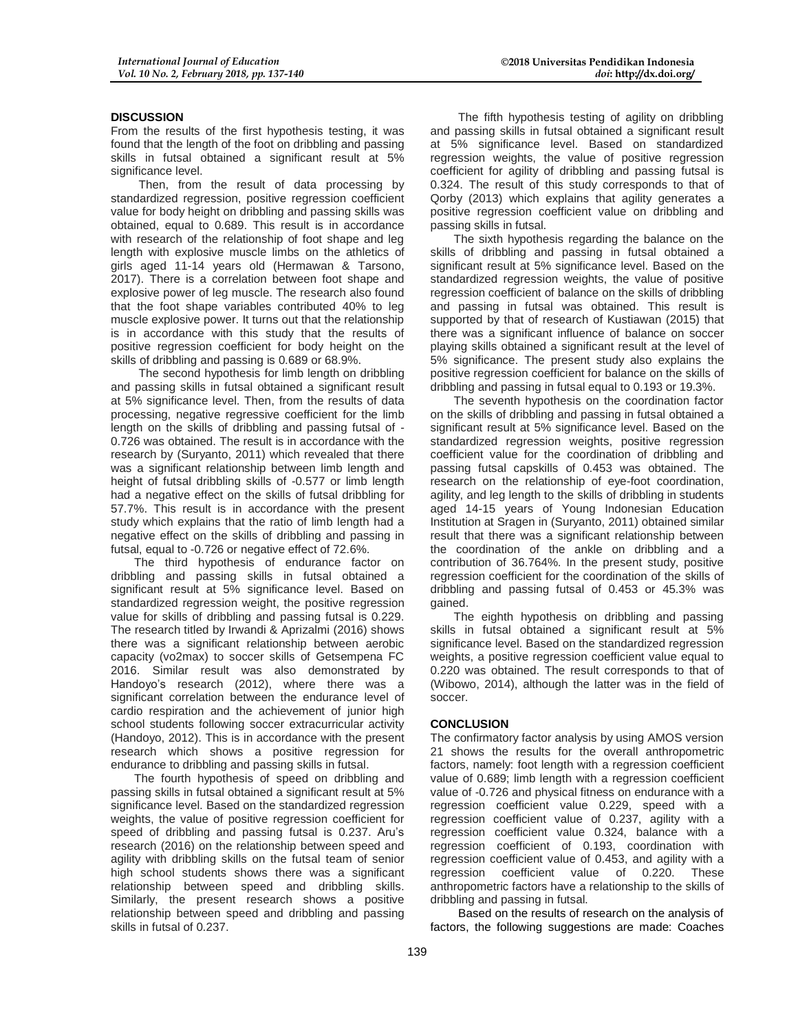## DISCUSSION

From the results of the first hypothesis testing, it was found that the length of the foot on dribbling and passing skills in futsal obtained a significant result at 5% significance level.

Then, from the result of data processing by standardized regression, positive regression coefficient value for body height on dribbling and passing skills was obtained, equal to 0.689. This result is in accordance with research of the relationship of foot shape and leg length with explosive muscle limbs on the athletics of girls aged 11-14 years old (Hermawan & Tarsono, 2017). There is a correlation between foot shape and explosive power of leg muscle. The research also found that the foot shape variables contributed 40% to leg muscle explosive power. It turns out that the relationship is in accordance with this study that the results of positive regression coefficient for body height on the skills of dribbling and passing is 0.689 or 68.9%.

The second hypothesis for limb length on dribbling and passing skills in futsal obtained a significant result at 5% significance level. Then, from the results of data processing, negative regressive coefficient for the limb length on the skills of dribbling and passing futsal of -0.726 was obtained. The result is in accordance with the research by (Suryanto, 2011) which revealed that there was a significant relationship between limb length and height of futsal dribbling skills of -0.577 or limb length had a negative effect on the skills of futsal dribbling for 57.7%. This result is in accordance with the present study which explains that the ratio of limb length had a negative effect on the skills of dribbling and passing in futsal, equal to -0.726 or negative effect of 72.6%.

The third hypothesis of endurance factor on dribbling and passing skills in futsal obtained a significant result at 5% significance level. Based on standardized regression weight, the positive regression value for skills of dribbling and passing futsal is 0.229. The research titled by Irwandi & Aprizalmi (2016) shows there was a significant relationship between aerobic capacity (vo2max) to soccer skills of Getsempena FC 2016. Similar result was also demonstrated by Handoyo's research (2012), where there was a significant correlation between the endurance level of cardio respiration and the achievement of junior high school students following soccer extracurricular activity (Handoyo, 2012). This is in accordance with the present research which shows a positive regression for endurance to dribbling and passing skills in futsal.

The fourth hypothesis of speed on dribbling and passing skills in futsal obtained a significant result at 5% significance level. Based on the standardized regression weights, the value of positive regression coefficient for speed of dribbling and passing futsal is 0.237. Aru's research (2016) on the relationship between speed and agility with dribbling skills on the futsal team of senior high school students shows there was a significant relationship between speed and dribbling skills. Similarly, the present research shows a positive relationship between speed and dribbling and passing skills in futsal of 0.237.

The fifth hypothesis testing of agility on dribbling and passing skills in futsal obtained a significant result at 5% significance level. Based on standardized regression weights, the value of positive regression coefficient for agility of dribbling and passing futsal is 0.324. The result of this study corresponds to that of Qorby (2013) which explains that agility generates a positive regression coefficient value on dribbling and passing skills in futsal.

The sixth hypothesis regarding the balance on the skills of dribbling and passing in futsal obtained a significant result at 5% significance level. Based on the standardized regression weights, the value of positive regression coefficient of balance on the skills of dribbling and passing in futsal was obtained. This result is supported by that of research of Kustiawan (2015) that there was a significant influence of balance on soccer playing skills obtained a significant result at the level of 5% significance. The present study also explains the positive regression coefficient for balance on the skills of dribbling and passing in futsal equal to 0.193 or 19.3%.

The seventh hypothesis on the coordination factor on the skills of dribbling and passing in futsal obtained a significant result at 5% significance level. Based on the standardized regression weights, positive regression coefficient value for the coordination of dribbling and passing futsal capskills of 0.453 was obtained. The research on the relationship of eye-foot coordination, agility, and leg length to the skills of dribbling in students aged 14-15 years of Young Indonesian Education Institution at Sragen in (Suryanto, 2011) obtained similar result that there was a significant relationship between the coordination of the ankle on dribbling and a contribution of 36.764%. In the present study, positive regression coefficient for the coordination of the skills of dribbling and passing futsal of 0.453 or 45.3% was gained.

The eighth hypothesis on dribbling and passing skills in futsal obtained a significant result at 5% significance level. Based on the standardized regression weights, a positive regression coefficient value equal to 0.220 was obtained. The result corresponds to that of (Wibowo, 2014), although the latter was in the field of soccer.

## CONCLUSION

The confirmatory factor analysis by using AMOS version 21 shows the results for the overall anthropometric factors, namely: foot length with a regression coefficient value of 0.689; limb length with a regression coefficient value of -0.726 and physical fitness on endurance with a regression coefficient value 0.229, speed with a regression coefficient value of 0.237, agility with a regression coefficient value 0.324, balance with a regression coefficient of 0.193, coordination with regression coefficient value of 0.453, and agility with a regression coefficient value of 0.220. These anthropometric factors have a relationship to the skills of dribbling and passing in futsal.

Based on the results of research on the analysis of factors, the following suggestions are made: Coaches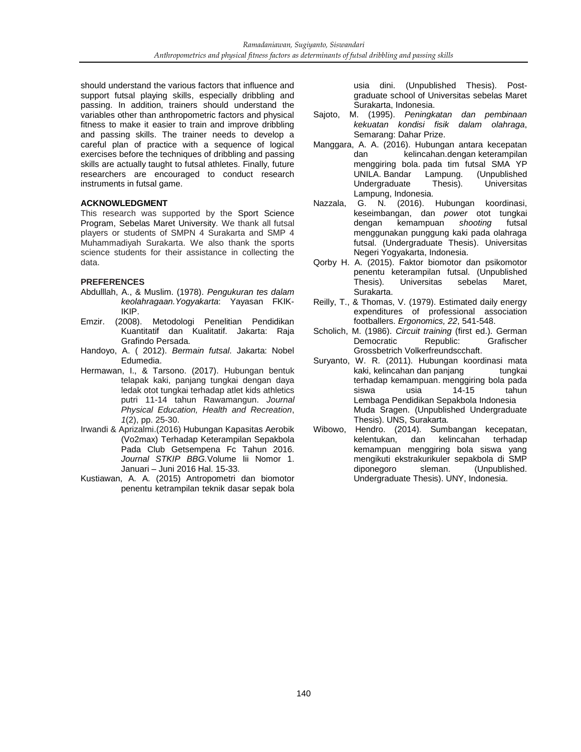should understand the various factors that influence and support futsal playing skills, especially dribbling and passing. In addition, trainers should understand the variables other than anthropometric factors and physical fitness to make it easier to train and improve dribbling and passing skills. The trainer needs to develop a careful plan of practice with a sequence of logical exercises before the techniques of dribbling and passing skills are actually taught to futsal athletes. Finally, future researchers are encouraged to conduct research instruments in futsal game.

## ACKNOWLEDGMENT

This research was supported by the Sport Science Program, Sebelas Maret University. We thank all futsal players or students of SMPN 4 Surakarta and SMP 4 Muhammadiyah Surakarta. We also thank the sports science students for their assistance in collecting the data.

## PREFERENCES

Abdulllah, A., & Muslim. (1978). *Pengukuran tes dalam keolahragaan.Yogyakarta*: Yayasan FKIK-IKIP.

Emzir. (2008). Metodologi Penelitian Pendidikan Kuantitatif dan Kualitatif. Jakarta: Raja Grafindo Persada.

Handoyo, A. ( 2012). *Bermain futsal*. Jakarta: Nobel Edumedia.

Hermawan, I., & Tarsono. (2017). Hubungan bentuk telapak kaki, panjang tungkai dengan daya ledak otot tungkai terhadap atlet kids athletics putri 11-14 tahun Rawamangun. *Journal Physical Education, Health and Recreation*, *1*(2), pp. 25-30.

Irwandi & Aprizalmi.(2016) Hubungan Kapasitas Aerobik (Vo2max) Terhadap Keterampilan Sepakbola Pada Club Getsempena Fc Tahun 2016. *Journal STKIP BBG.*Volume Iii Nomor 1. Januari – Juni 2016 Hal. 15-33.

Kustiawan, A. A. (2015) Antropometri dan biomotor penentu ketrampilan teknik dasar sepak bola usia dini. (Unpublished Thesis). Post-graduate school of Universitas sebelas Maret Surakarta, Indonesia.

Sajoto, M. (1995). *Peningkatan dan pembinaan kekuatan kondisi fisik dalam olahraga*, Semarang: Dahar Prize.

Manggara, A. A. (2016). Hubungan antara kecepatan dan kelincahan.dengan keterampilan menggiring bola. pada tim futsal SMA YP UNILA. Bandar Lampung. (Unpublished Undergraduate Thesis). Universitas Lampung, Indonesia.

Nazzala, G. N. (2016). Hubungan koordinasi, keseimbangan, dan *power* otot tungkai dengan kemampuan *shooting* futsal menggunakan punggung kaki pada olahraga futsal. (Undergraduate Thesis). Universitas Negeri Yogyakarta, Indonesia.

Qorby H. A. (2015). Faktor biomotor dan psikomotor penentu keterampilan futsal. (Unpublished Thesis). Universitas sebelas Maret, Surakarta.

Reilly, T., & Thomas, V. (1979). Estimated daily energy expenditures of professional association footballers. *Ergonomics, 22*, 541-548.

Scholich, M. (1986). *Circuit training* (first ed.). German Democratic Republic: Grafischer Grossbetrich Volkerfreundscchaft.

Suryanto, W. R. (2011). Hubungan koordinasi mata kaki, kelincahan dan panjang tungkai terhadap kemampuan. menggiring bola pada siswa usia 14-15 tahun Lembaga Pendidikan Sepakbola Indonesia Muda Sragen. (Unpublished Undergraduate Thesis). UNS, Surakarta.

Wibowo, Hendro. (2014). Sumbangan kecepatan, kelentukan, dan kelincahan terhadap kemampuan menggiring bola siswa yang mengikuti ekstrakurikuler sepakbola di SMP diponegoro sleman. (Unpublished. Undergraduate Thesis). UNY, Indonesia.